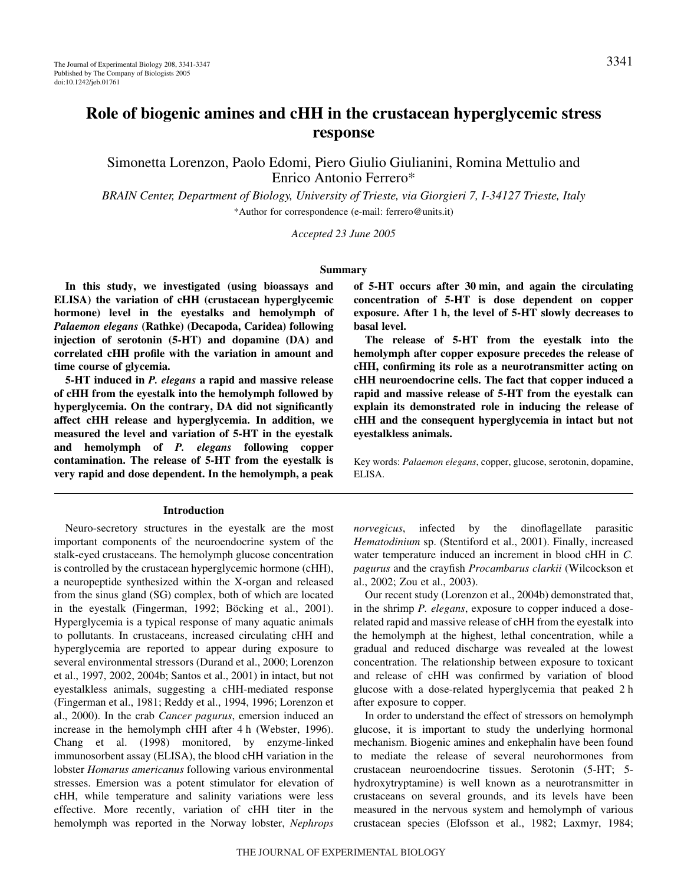# Role of biogenic amines and cHH in the crustacean hyperglycemic stress response

Simonetta Lorenzon, Paolo Edomi, Piero Giulio Giulianini, Romina Mettulio and Enrico Antonio Ferrero*

*BRAIN Center, Department of Biology, University of Trieste, via Giorgieri 7, I-34127 Trieste, Italy*

*Author for correspondence (e-mail: ferrero@units.it)

*Accepted 23 June 2005*

## Summary

**In this study, we investigated (using bioassays and ELISA) the variation of cHH (crustacean hyperglycemic hormone) level in the eyestalks and hemolymph of *Palaemon elegans* (Rathke) (Decapoda, Caridea) following injection of serotonin (5-HT) and dopamine (DA) and correlated cHH profile with the variation in amount and time course of glycemia.**

**5-HT induced in *P. elegans* a rapid and massive release of cHH from the eyestalk into the hemolymph followed by hyperglycemia. On the contrary, DA did not significantly affect cHH release and hyperglycemia. In addition, we measured the level and variation of 5-HT in the eyestalk and hemolymph of *P. elegans* following copper contamination. The release of 5-HT from the eyestalk is very rapid and dose dependent. In the hemolymph, a peak of 5-HT occurs after 30 min, and again the circulating concentration of 5-HT is dose dependent on copper exposure. After 1 h, the level of 5-HT slowly decreases to basal level.**

**The release of 5-HT from the eyestalk into the hemolymph after copper exposure precedes the release of cHH, confirming its role as a neurotransmitter acting on cHH neuroendocrine cells. The fact that copper induced a rapid and massive release of 5-HT from the eyestalk can explain its demonstrated role in inducing the release of cHH and the consequent hyperglycemia in intact but not eyestalkless animals.**

Key words: *Palaemon elegans*, copper, glucose, serotonin, dopamine, ELISA.

## Introduction

Neuro-secretory structures in the eyestalk are the most important components of the neuroendocrine system of the stalk-eyed crustaceans. The hemolymph glucose concentration is controlled by the crustacean hyperglycemic hormone (cHH), a neuropeptide synthesized within the X-organ and released from the sinus gland (SG) complex, both of which are located in the eyestalk (Fingerman, 1992; Böcking et al., 2001). Hyperglycemia is a typical response of many aquatic animals to pollutants. In crustaceans, increased circulating cHH and hyperglycemia are reported to appear during exposure to several environmental stressors (Durand et al., 2000; Lorenzon et al., 1997, 2002, 2004b; Santos et al., 2001) in intact, but not eyestalkless animals, suggesting a cHH-mediated response (Fingerman et al., 1981; Reddy et al., 1994, 1996; Lorenzon et al., 2000). In the crab *Cancer pagurus*, emersion induced an increase in the hemolymph cHH after 4 h (Webster, 1996). Chang et al. (1998) monitored, by enzyme-linked immunosorbent assay (ELISA), the blood cHH variation in the lobster *Homarus americanus* following various environmental stresses. Emersion was a potent stimulator for elevation of cHH, while temperature and salinity variations were less effective. More recently, variation of cHH titer in the hemolymph was reported in the Norway lobster, *Nephrops norvegicus*, infected by the dinoflagellate parasitic *Hematodinium* sp. (Stentiford et al., 2001). Finally, increased water temperature induced an increment in blood cHH in *C. pagurus* and the crayfish *Procambarus clarkii* (Wilcockson et al., 2002; Zou et al., 2003).

Our recent study (Lorenzon et al., 2004b) demonstrated that, in the shrimp *P. elegans*, exposure to copper induced a dose-related rapid and massive release of cHH from the eyestalk into the hemolymph at the highest, lethal concentration, while a gradual and reduced discharge was revealed at the lowest concentration. The relationship between exposure to toxicant and release of cHH was confirmed by variation of blood glucose with a dose-related hyperglycemia that peaked 2 h after exposure to copper.

In order to understand the effect of stressors on hemolymph glucose, it is important to study the underlying hormonal mechanism. Biogenic amines and enkephalin have been found to mediate the release of several neurohormones from crustacean neuroendocrine tissues. Serotonin (5-HT; 5-hydroxytryptamine) is well known as a neurotransmitter in crustaceans on several grounds, and its levels have been measured in the nervous system and hemolymph of various crustacean species (Elofsson et al., 1982; Laxmyr, 1984;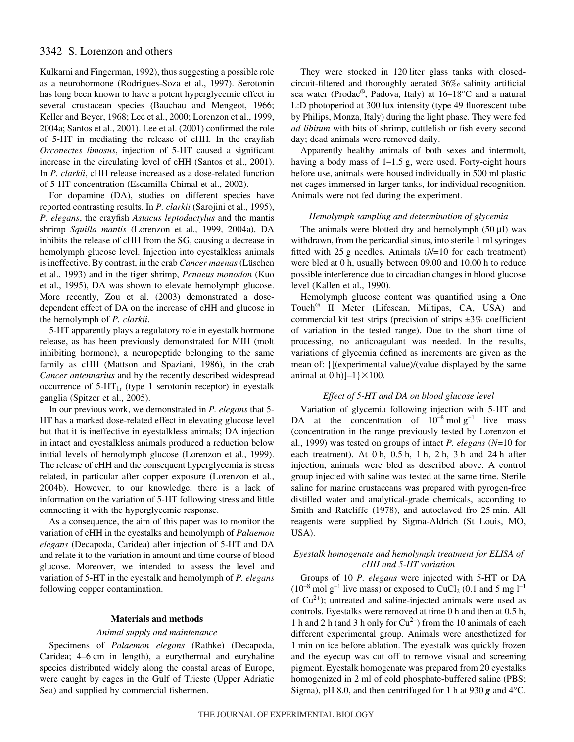Kulkarni and Fingerman, 1992), thus suggesting a possible role as a neurohormone (Rodrigues-Soza et al., 1997). Serotonin has long been known to have a potent hyperglycemic effect in several crustacean species (Bauchau and Mengeot, 1966; Keller and Beyer, 1968; Lee et al., 2000; Lorenzon et al., 1999, 2004a; Santos et al., 2001). Lee et al. (2001) confirmed the role of 5-HT in mediating the release of cHH. In the crayfish *Orconectes limosus*, injection of 5-HT caused a significant increase in the circulating level of cHH (Santos et al., 2001). In *P. clarkii*, cHH release increased as a dose-related function of 5-HT concentration (Escamilla-Chimal et al., 2002).

For dopamine (DA), studies on different species have reported contrasting results. In *P. clarkii* (Sarojini et al., 1995), *P. elegans*, the crayfish *Astacus leptodactylus* and the mantis shrimp *Squilla mantis* (Lorenzon et al., 1999, 2004a), DA inhibits the release of cHH from the SG, causing a decrease in hemolymph glucose level. Injection into eyestalkless animals is ineffective. By contrast, in the crab *Cancer maenas* (Lüschen et al., 1993) and in the tiger shrimp, *Penaeus monodon* (Kuo et al., 1995), DA was shown to elevate hemolymph glucose. More recently, Zou et al. (2003) demonstrated a dose-dependent effect of DA on the increase of cHH and glucose in the hemolymph of *P. clarkii*.

5-HT apparently plays a regulatory role in eyestalk hormone release, as has been previously demonstrated for MIH (molt inhibiting hormone), a neuropeptide belonging to the same family as cHH (Mattson and Spaziani, 1986), in the crab *Cancer antennarius* and by the recently described widespread occurrence of $5\text{-HT}_{1r}$ (type 1 serotonin receptor) in eyestalk ganglia (Spitzer et al., 2005).

In our previous work, we demonstrated in *P. elegans* that 5-HT has a marked dose-related effect in elevating glucose level but that it is ineffective in eyestalkless animals; DA injection in intact and eyestalkless animals produced a reduction below initial levels of hemolymph glucose (Lorenzon et al., 1999). The release of cHH and the consequent hyperglycemia is stress related, in particular after copper exposure (Lorenzon et al., 2004b). However, to our knowledge, there is a lack of information on the variation of 5-HT following stress and little connecting it with the hyperglycemic response.

As a consequence, the aim of this paper was to monitor the variation of cHH in the eyestalks and hemolymph of *Palaemon elegans* (Decapoda, Caridea) after injection of 5-HT and DA and relate it to the variation in amount and time course of blood glucose. Moreover, we intended to assess the level and variation of 5-HT in the eyestalk and hemolymph of *P. elegans* following copper contamination.

## Materials and methods

### *Animal supply and maintenance*

Specimens of *Palaemon elegans* (Rathke) (Decapoda, Caridea; 4–6 cm in length), a eurythermal and euryhaline species distributed widely along the coastal areas of Europe, were caught by cages in the Gulf of Trieste (Upper Adriatic Sea) and supplied by commercial fishermen.

They were stocked in 120 liter glass tanks with closed-circuit-filtered and thoroughly aerated 36‰ salinity artificial sea water (Prodac®, Padova, Italy) at 16–18°C and a natural L:D photoperiod at 300 lux intensity (type 49 fluorescent tube by Philips, Monza, Italy) during the light phase. They were fed *ad libitum* with bits of shrimp, cuttlefish or fish every second day; dead animals were removed daily.

Apparently healthy animals of both sexes and intermolt, having a body mass of 1–1.5 g, were used. Forty-eight hours before use, animals were housed individually in 500 ml plastic net cages immersed in larger tanks, for individual recognition. Animals were not fed during the experiment.

### *Hemolymph sampling and determination of glycemia*

The animals were blotted dry and hemolymph (50 μl) was withdrawn, from the pericardial sinus, into sterile 1 ml syringes fitted with 25 g needles. Animals ($N$=10 for each treatment) were bled at 0 h, usually between 09.00 and 10.00 h to reduce possible interference due to circadian changes in blood glucose level (Kallen et al., 1990).

Hemolymph glucose content was quantified using a One Touch® II Meter (Lifescan, Miltipas, CA, USA) and commercial kit test strips (precision of strips ±3% coefficient of variation in the tested range). Due to the short time of processing, no anticoagulant was needed. In the results, variations of glycemia defined as increments are given as the mean of: $\{[(\text{experimental value})/(\text{value displayed by the same animal at 0 h})]-1\}\times 100$.

### *Effect of 5-HT and DA on blood glucose level*

Variation of glycemia following injection with 5-HT and DA at the concentration of $10^{-8}$ mol $g^{-1}$ live mass (concentration in the range previously tested by Lorenzon et al., 1999) was tested on groups of intact *P. elegans* ($N$=10 for each treatment). At 0 h, 0.5 h, 1 h, 2 h, 3 h and 24 h after injection, animals were bled as described above. A control group injected with saline was tested at the same time. Sterile saline for marine crustaceans was prepared with pyrogen-free distilled water and analytical-grade chemicals, according to Smith and Ratcliffe (1978), and autoclaved fro 25 min. All reagents were supplied by Sigma-Aldrich (St Louis, MO, USA).

### *Eyestalk homogenate and hemolymph treatment for ELISA of cHH and 5-HT variation*

Groups of 10 *P. elegans* were injected with 5-HT or DA ($10^{-8}$ mol $g^{-1}$ live mass) or exposed to $CuCl_2$ (0.1 and 5 mg $l^{-1}$ of $Cu^{2+}$); untreated and saline-injected animals were used as controls. Eyestalks were removed at time 0 h and then at 0.5 h, 1 h and 2 h (and 3 h only for $Cu^{2+}$) from the 10 animals of each different experimental group. Animals were anesthetized for 1 min on ice before ablation. The eyestalk was quickly frozen and the eyecup was cut off to remove visual and screening pigment. Eyestalk homogenate was prepared from 20 eyestalks homogenized in 2 ml of cold phosphate-buffered saline (PBS; Sigma), pH 8.0, and then centrifuged for 1 h at 930 ***g*** and 4°C.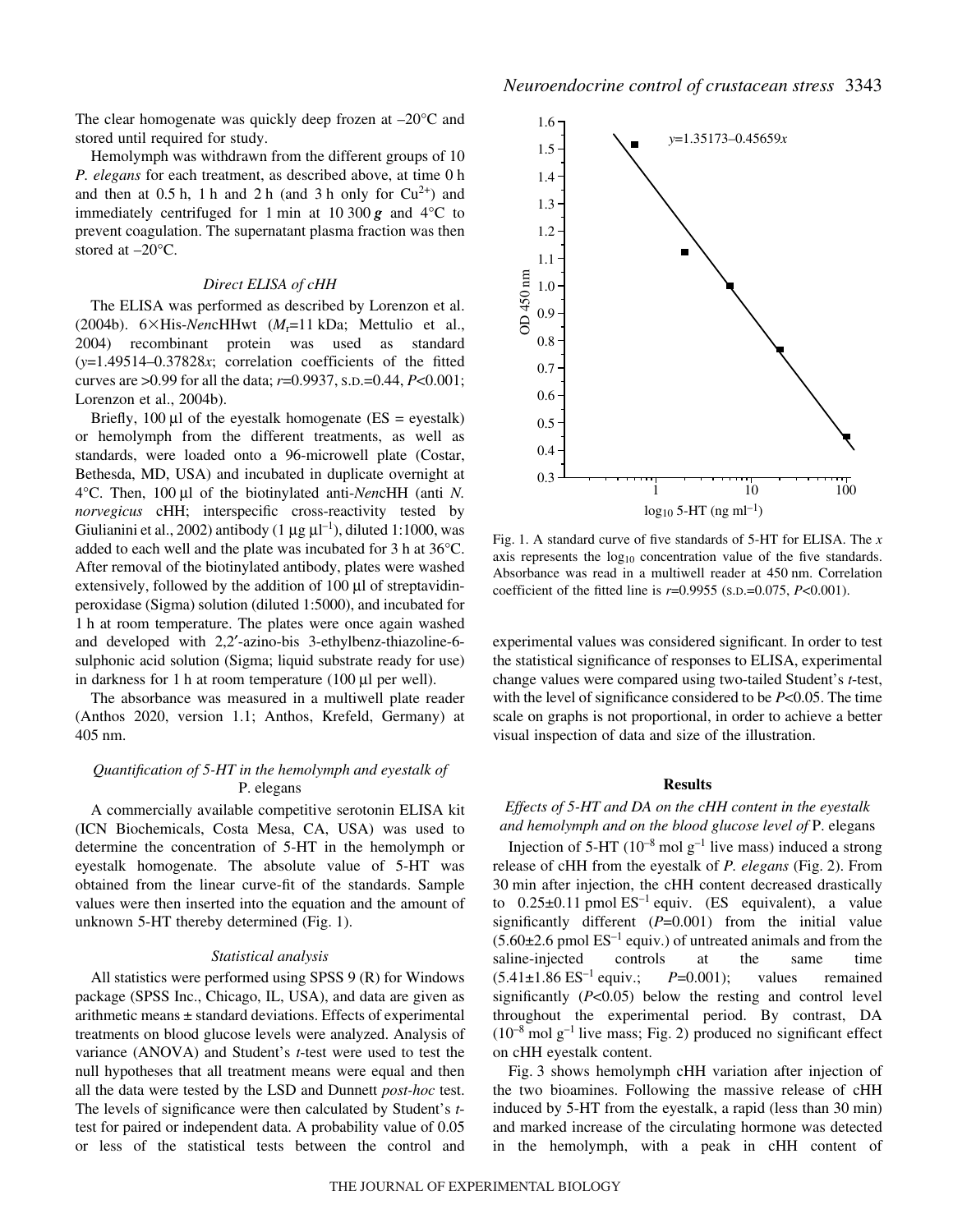The clear homogenate was quickly deep frozen at –20°C and stored until required for study.

Hemolymph was withdrawn from the different groups of 10 *P. elegans* for each treatment, as described above, at time 0 h and then at 0.5 h, 1 h and 2 h (and 3 h only for $Cu^{2+}$) and immediately centrifuged for 1 min at 10 300 ***g*** and 4°C to prevent coagulation. The supernatant plasma fraction was then stored at –20°C.

### *Direct ELISA of cHH*

The ELISA was performed as described by Lorenzon et al. (2004b). 6×His-*Nen*cHHwt ($M_r$=11 kDa; Mettulio et al., 2004) recombinant protein was used as standard ($y$=1.49514–0.37828$x$; correlation coefficients of the fitted curves are >0.99 for all the data; $r$=0.9937, S.D.=0.44, $P$<0.001; Lorenzon et al., 2004b).

Briefly, 100 µl of the eyestalk homogenate (ES = eyestalk) or hemolymph from the different treatments, as well as standards, were loaded onto a 96-microwell plate (Costar, Bethesda, MD, USA) and incubated in duplicate overnight at 4°C. Then, 100 µl of the biotinylated anti-*Nen*cHH (anti *N. norvegicus* cHH; interspecific cross-reactivity tested by Giulianini et al., 2002) antibody (1 µg $\mu l^{-1}$), diluted 1:1000, was added to each well and the plate was incubated for 3 h at 36°C. After removal of the biotinylated antibody, plates were washed extensively, followed by the addition of 100 µl of streptavidin-peroxidase (Sigma) solution (diluted 1:5000), and incubated for 1 h at room temperature. The plates were once again washed and developed with 2,2′-azino-bis 3-ethylbenz-thiazoline-6-sulphonic acid solution (Sigma; liquid substrate ready for use) in darkness for 1 h at room temperature (100 µl per well).

The absorbance was measured in a multiwell plate reader (Anthos 2020, version 1.1; Anthos, Krefeld, Germany) at 405 nm.

### *Quantification of 5-HT in the hemolymph and eyestalk of* P. elegans

A commercially available competitive serotonin ELISA kit (ICN Biochemicals, Costa Mesa, CA, USA) was used to determine the concentration of 5-HT in the hemolymph or eyestalk homogenate. The absolute value of 5-HT was obtained from the linear curve-fit of the standards. Sample values were then inserted into the equation and the amount of unknown 5-HT thereby determined (Fig. 1).

### *Statistical analysis*

All statistics were performed using SPSS 9 (R) for Windows package (SPSS Inc., Chicago, IL, USA), and data are given as arithmetic means ± standard deviations. Effects of experimental treatments on blood glucose levels were analyzed. Analysis of variance (ANOVA) and Student's *t*-test were used to test the null hypotheses that all treatment means were equal and then all the data were tested by the LSD and Dunnett *post-hoc* test. The levels of significance were then calculated by Student's *t*-test for paired or independent data. A probability value of 0.05 or less of the statistical tests between the control and experimental values was considered significant. In order to test the statistical significance of responses to ELISA, experimental change values were compared using two-tailed Student's *t*-test, with the level of significance considered to be $P$<0.05. The time scale on graphs is not proportional, in order to achieve a better visual inspection of data and size of the illustration.

Fig. 1. A standard curve of five standards of 5-HT for ELISA. The $x$ axis represents the $\log_{10}$ concentration value of the five standards. Absorbance was read in a multiwell reader at 450 nm. Correlation coefficient of the fitted line is $r$=0.9955 (S.D.=0.075, $P$<0.001).

## Results

### *Effects of 5-HT and DA on the cHH content in the eyestalk and hemolymph and on the blood glucose level of* P. elegans

Injection of 5-HT ($10^{-8}$ mol $g^{-1}$ live mass) induced a strong release of cHH from the eyestalk of *P. elegans* (Fig. 2). From 30 min after injection, the cHH content decreased drastically to 0.25±0.11 pmol $ES^{-1}$ equiv. (ES equivalent), a value significantly different ($P$=0.001) from the initial value (5.60±2.6 pmol $ES^{-1}$ equiv.) of untreated animals and from the saline-injected controls at the same time (5.41±1.86 $ES^{-1}$ equiv.; $P$=0.001); values remained significantly ($P$<0.05) below the resting and control level throughout the experimental period. By contrast, DA ($10^{-8}$ mol $g^{-1}$ live mass; Fig. 2) produced no significant effect on cHH eyestalk content.

Fig. 3 shows hemolymph cHH variation after injection of the two bioamines. Following the massive release of cHH induced by 5-HT from the eyestalk, a rapid (less than 30 min) and marked increase of the circulating hormone was detected in the hemolymph, with a peak in cHH content of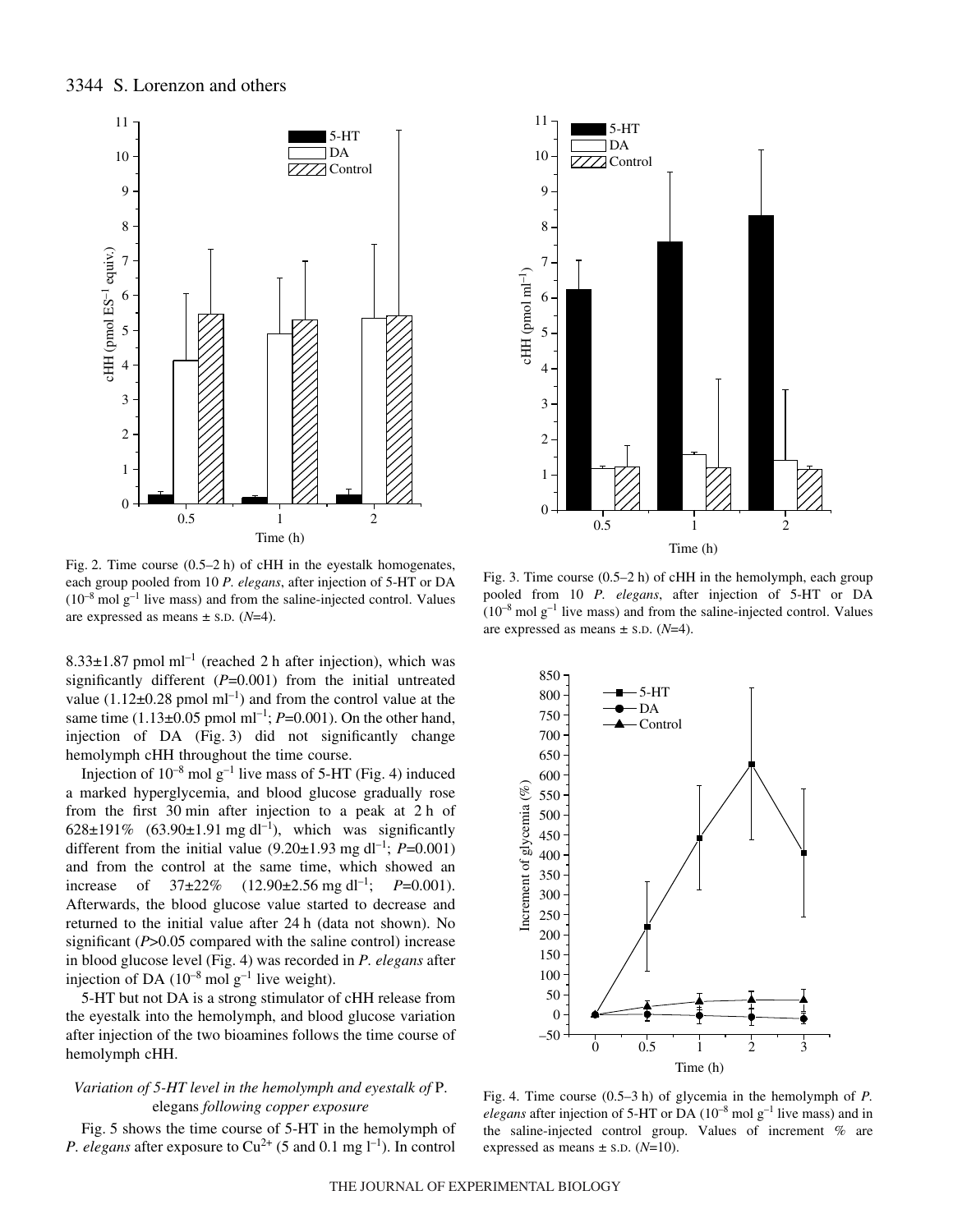Fig. 2. Time course (0.5–2 h) of cHH in the eyestalk homogenates, each group pooled from 10 *P. elegans*, after injection of 5-HT or DA ($10^{-8}$ mol $g^{-1}$ live mass) and from the saline-injected control. Values are expressed as means ± S.D. ($N$=4).

Fig. 3. Time course (0.5–2 h) of cHH in the hemolymph, each group pooled from 10 *P. elegans*, after injection of 5-HT or DA ($10^{-8}$ mol $g^{-1}$ live mass) and from the saline-injected control. Values are expressed as means ± S.D. ($N$=4).

8.33±1.87 pmol $ml^{-1}$ (reached 2 h after injection), which was significantly different ($P$=0.001) from the initial untreated value (1.12±0.28 pmol $ml^{-1}$) and from the control value at the same time (1.13±0.05 pmol $ml^{-1}$; $P$=0.001). On the other hand, injection of DA (Fig. 3) did not significantly change hemolymph cHH throughout the time course.

Injection of $10^{-8}$ mol $g^{-1}$ live mass of 5-HT (Fig. 4) induced a marked hyperglycemia, and blood glucose gradually rose from the first 30 min after injection to a peak at 2 h of 628±191% (63.90±1.91 mg $dl^{-1}$), which was significantly different from the initial value (9.20±1.93 mg $dl^{-1}$; $P$=0.001) and from the control at the same time, which showed an increase of 37±22% (12.90±2.56 mg $dl^{-1}$; $P$=0.001). Afterwards, the blood glucose value started to decrease and returned to the initial value after 24 h (data not shown). No significant ($P$>0.05 compared with the saline control) increase in blood glucose level (Fig. 4) was recorded in *P. elegans* after injection of DA ($10^{-8}$ mol $g^{-1}$ live weight).

5-HT but not DA is a strong stimulator of cHH release from the eyestalk into the hemolymph, and blood glucose variation after injection of the two bioamines follows the time course of hemolymph cHH.

### *Variation of 5-HT level in the hemolymph and eyestalk of* P. elegans *following copper exposure*

Fig. 5 shows the time course of 5-HT in the hemolymph of *P. elegans* after exposure to $Cu^{2+}$ (5 and 0.1 mg $l^{-1}$). In control

Fig. 4. Time course (0.5–3 h) of glycemia in the hemolymph of *P. elegans* after injection of 5-HT or DA ($10^{-8}$ mol $g^{-1}$ live mass) and in the saline-injected control group. Values of increment % are expressed as means ± S.D. ($N$=10).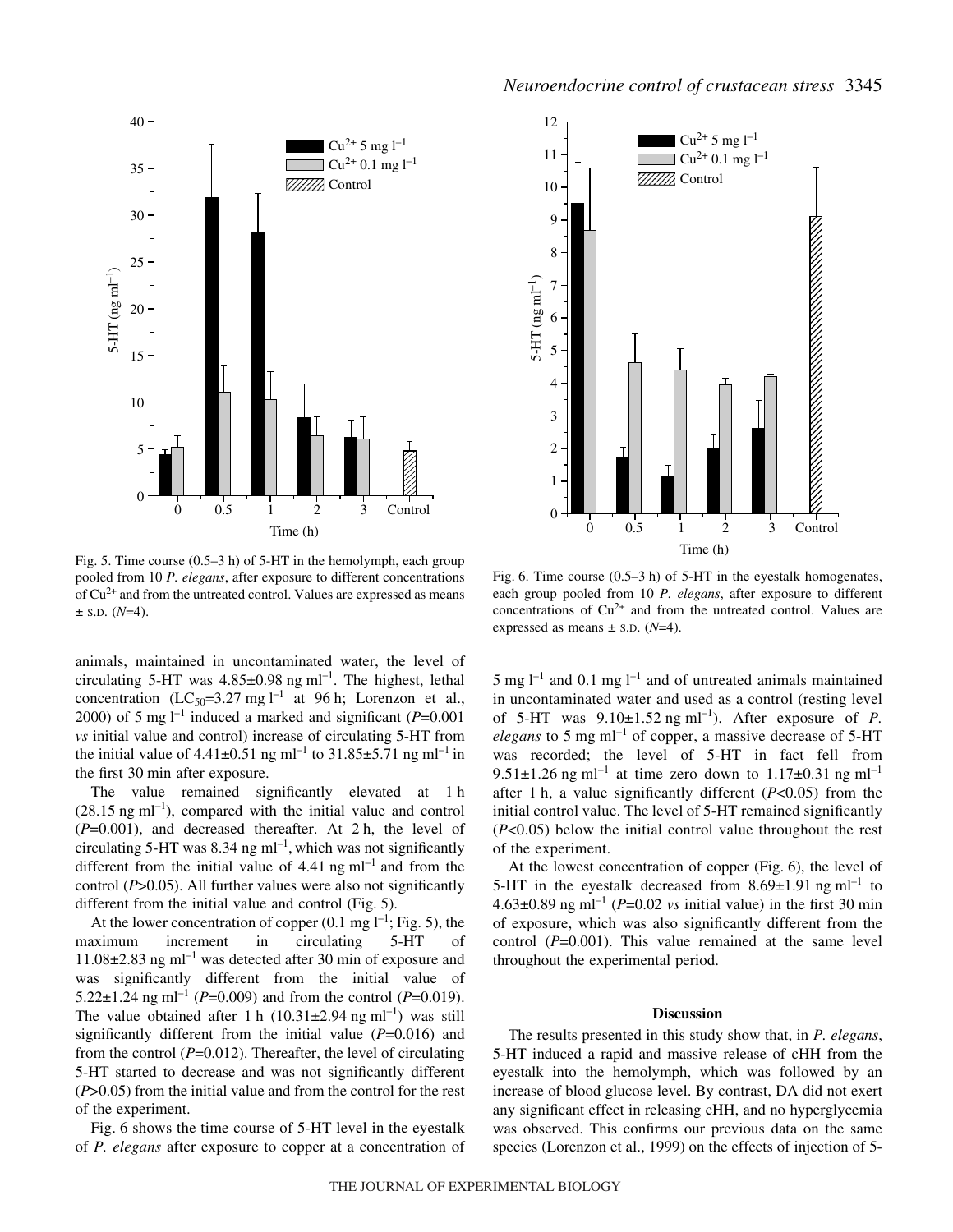Fig. 5. Time course (0.5–3 h) of 5-HT in the hemolymph, each group pooled from 10 *P. elegans*, after exposure to different concentrations of $Cu^{2+}$ and from the untreated control. Values are expressed as means ± S.D. ($N$=4).

Fig. 6. Time course (0.5–3 h) of 5-HT in the eyestalk homogenates, each group pooled from 10 *P. elegans*, after exposure to different concentrations of $Cu^{2+}$ and from the untreated control. Values are expressed as means ± S.D. ($N$=4).

animals, maintained in uncontaminated water, the level of circulating 5-HT was 4.85±0.98 ng ml$^{-1}$. The highest, lethal concentration ($LC_{50}$=3.27 mg l$^{-1}$ at 96 h; Lorenzon et al., 2000) of 5 mg l$^{-1}$ induced a marked and significant ($P$=0.001 *vs* initial value and control) increase of circulating 5-HT from the initial value of 4.41±0.51 ng ml$^{-1}$ to 31.85±5.71 ng ml$^{-1}$ in the first 30 min after exposure.

The value remained significantly elevated at 1 h (28.15 ng ml$^{-1}$), compared with the initial value and control ($P$=0.001), and decreased thereafter. At 2 h, the level of circulating 5-HT was 8.34 ng ml$^{-1}$, which was not significantly different from the initial value of 4.41 ng ml$^{-1}$ and from the control ($P$>0.05). All further values were also not significantly different from the initial value and control (Fig. 5).

At the lower concentration of copper (0.1 mg l$^{-1}$; Fig. 5), the maximum increment in circulating 5-HT of 11.08±2.83 ng ml$^{-1}$ was detected after 30 min of exposure and was significantly different from the initial value of 5.22±1.24 ng ml$^{-1}$ ($P$=0.009) and from the control ($P$=0.019). The value obtained after 1 h (10.31±2.94 ng ml$^{-1}$) was still significantly different from the initial value ($P$=0.016) and from the control ($P$=0.012). Thereafter, the level of circulating 5-HT started to decrease and was not significantly different ($P$>0.05) from the initial value and from the control for the rest of the experiment.

Fig. 6 shows the time course of 5-HT level in the eyestalk of *P. elegans* after exposure to copper at a concentration of 5 mg l$^{-1}$ and 0.1 mg l$^{-1}$ and of untreated animals maintained in uncontaminated water and used as a control (resting level of 5-HT was 9.10±1.52 ng ml$^{-1}$). After exposure of *P. elegans* to 5 mg ml$^{-1}$ of copper, a massive decrease of 5-HT was recorded; the level of 5-HT in fact fell from 9.51±1.26 ng ml$^{-1}$ at time zero down to 1.17±0.31 ng ml$^{-1}$ after 1 h, a value significantly different ($P$<0.05) from the initial control value. The level of 5-HT remained significantly ($P$<0.05) below the initial control value throughout the rest of the experiment.

At the lowest concentration of copper (Fig. 6), the level of 5-HT in the eyestalk decreased from 8.69±1.91 ng ml$^{-1}$ to 4.63±0.89 ng ml$^{-1}$ ($P$=0.02 *vs* initial value) in the first 30 min of exposure, which was also significantly different from the control ($P$=0.001). This value remained at the same level throughout the experimental period.

## Discussion

The results presented in this study show that, in *P. elegans*, 5-HT induced a rapid and massive release of cHH from the eyestalk into the hemolymph, which was followed by an increase of blood glucose level. By contrast, DA did not exert any significant effect in releasing cHH, and no hyperglycemia was observed. This confirms our previous data on the same species (Lorenzon et al., 1999) on the effects of injection of 5-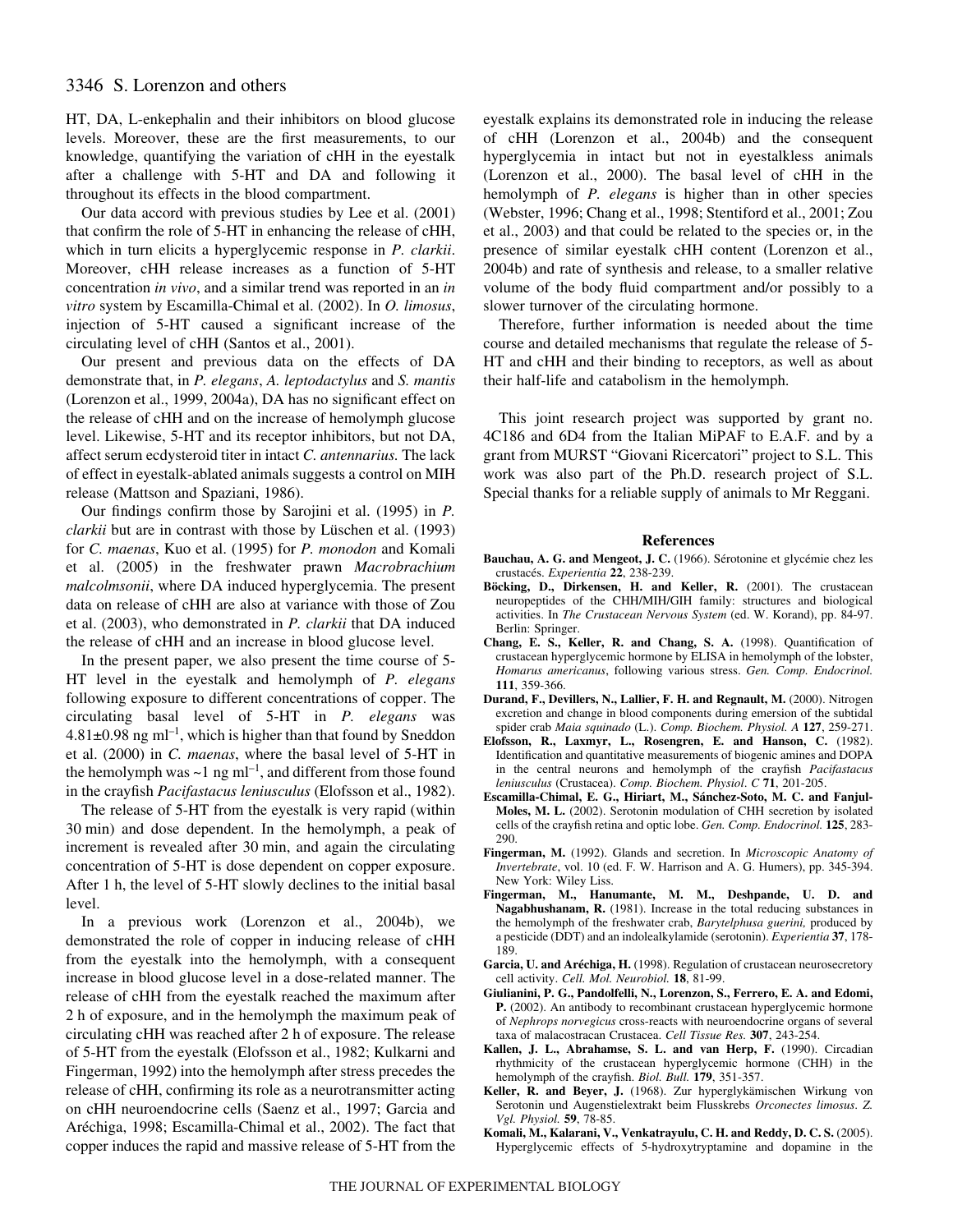HT, DA, L-enkephalin and their inhibitors on blood glucose levels. Moreover, these are the first measurements, to our knowledge, quantifying the variation of cHH in the eyestalk after a challenge with 5-HT and DA and following it throughout its effects in the blood compartment.

Our data accord with previous studies by Lee et al. (2001) that confirm the role of 5-HT in enhancing the release of cHH, which in turn elicits a hyperglycemic response in *P. clarkii*. Moreover, cHH release increases as a function of 5-HT concentration *in vivo*, and a similar trend was reported in an *in vitro* system by Escamilla-Chimal et al. (2002). In *O. limosus*, injection of 5-HT caused a significant increase of the circulating level of cHH (Santos et al., 2001).

Our present and previous data on the effects of DA demonstrate that, in *P. elegans*, *A. leptodactylus* and *S. mantis* (Lorenzon et al., 1999, 2004a), DA has no significant effect on the release of cHH and on the increase of hemolymph glucose level. Likewise, 5-HT and its receptor inhibitors, but not DA, affect serum ecdysteroid titer in intact *C. antennarius.* The lack of effect in eyestalk-ablated animals suggests a control on MIH release (Mattson and Spaziani, 1986).

Our findings confirm those by Sarojini et al. (1995) in *P. clarkii* but are in contrast with those by Lüschen et al. (1993) for *C. maenas*, Kuo et al. (1995) for *P. monodon* and Komali et al. (2005) in the freshwater prawn *Macrobrachium malcolmsonii*, where DA induced hyperglycemia. The present data on release of cHH are also at variance with those of Zou et al. (2003), who demonstrated in *P. clarkii* that DA induced the release of cHH and an increase in blood glucose level.

In the present paper, we also present the time course of 5-HT level in the eyestalk and hemolymph of *P. elegans* following exposure to different concentrations of copper. The circulating basal level of 5-HT in *P. elegans* was $4.81\pm0.98$ ng ml$^{-1}$, which is higher than that found by Sneddon et al. (2000) in *C. maenas*, where the basal level of 5-HT in the hemolymph was ~1 ng ml$^{-1}$, and different from those found in the crayfish *Pacifastacus leniusculus* (Elofsson et al., 1982).

The release of 5-HT from the eyestalk is very rapid (within 30 min) and dose dependent. In the hemolymph, a peak of increment is revealed after 30 min, and again the circulating concentration of 5-HT is dose dependent on copper exposure. After 1 h, the level of 5-HT slowly declines to the initial basal level.

In a previous work (Lorenzon et al., 2004b), we demonstrated the role of copper in inducing release of cHH from the eyestalk into the hemolymph, with a consequent increase in blood glucose level in a dose-related manner. The release of cHH from the eyestalk reached the maximum after 2 h of exposure, and in the hemolymph the maximum peak of circulating cHH was reached after 2 h of exposure. The release of 5-HT from the eyestalk (Elofsson et al., 1982; Kulkarni and Fingerman, 1992) into the hemolymph after stress precedes the release of cHH, confirming its role as a neurotransmitter acting on cHH neuroendocrine cells (Saenz et al., 1997; Garcia and Aréchiga, 1998; Escamilla-Chimal et al., 2002). The fact that copper induces the rapid and massive release of 5-HT from the eyestalk explains its demonstrated role in inducing the release of cHH (Lorenzon et al., 2004b) and the consequent hyperglycemia in intact but not in eyestalkless animals (Lorenzon et al., 2000). The basal level of cHH in the hemolymph of *P. elegans* is higher than in other species (Webster, 1996; Chang et al., 1998; Stentiford et al., 2001; Zou et al., 2003) and that could be related to the species or, in the presence of similar eyestalk cHH content (Lorenzon et al., 2004b) and rate of synthesis and release, to a smaller relative volume of the body fluid compartment and/or possibly to a slower turnover of the circulating hormone.

Therefore, further information is needed about the time course and detailed mechanisms that regulate the release of 5-HT and cHH and their binding to receptors, as well as about their half-life and catabolism in the hemolymph.

This joint research project was supported by grant no. 4C186 and 6D4 from the Italian MiPAF to E.A.F. and by a grant from MURST "Giovani Ricercatori" project to S.L. This work was also part of the Ph.D. research project of S.L. Special thanks for a reliable supply of animals to Mr Reggani.

## References

**Bauchau, A. G. and Mengeot, J. C.** (1966). Sérotonine et glycémie chez les crustacés. *Experientia* **22**, 238-239.

**Böcking, D., Dirkensen, H. and Keller, R.** (2001). The crustacean neuropeptides of the CHH/MIH/GIH family: structures and biological activities. In *The Crustacean Nervous System* (ed. W. Korand), pp. 84-97. Berlin: Springer.

**Chang, E. S., Keller, R. and Chang, S. A.** (1998). Quantification of crustacean hyperglycemic hormone by ELISA in hemolymph of the lobster, *Homarus americanus*, following various stress. *Gen. Comp. Endocrinol.* **111**, 359-366.

**Durand, F., Devillers, N., Lallier, F. H. and Regnault, M.** (2000). Nitrogen excretion and change in blood components during emersion of the subtidal spider crab *Maia squinado* (L.). *Comp. Biochem. Physiol. A* **127**, 259-271.

**Elofsson, R., Laxmyr, L., Rosengren, E. and Hanson, C.** (1982). Identification and quantitative measurements of biogenic amines and DOPA in the central neurons and hemolymph of the crayfish *Pacifastacus leniusculus* (Crustacea). *Comp. Biochem. Physiol. C* **71**, 201-205.

**Escamilla-Chimal, E. G., Hiriart, M., Sánchez-Soto, M. C. and Fanjul-Moles, M. L.** (2002). Serotonin modulation of CHH secretion by isolated cells of the crayfish retina and optic lobe. *Gen. Comp. Endocrinol.* **125**, 283-290.

**Fingerman, M.** (1992). Glands and secretion. In *Microscopic Anatomy of Invertebrate*, vol. 10 (ed. F. W. Harrison and A. G. Humers), pp. 345-394. New York: Wiley Liss.

**Fingerman, M., Hanumante, M. M., Deshpande, U. D. and Nagabhushanam, R.** (1981). Increase in the total reducing substances in the hemolymph of the freshwater crab, *Barytelphusa guerini,* produced by a pesticide (DDT) and an indolealkylamide (serotonin). *Experientia* **37**, 178-189.

**Garcia, U. and Aréchiga, H.** (1998). Regulation of crustacean neurosecretory cell activity. *Cell. Mol. Neurobiol.* **18**, 81-99.

**Giulianini, P. G., Pandolfelli, N., Lorenzon, S., Ferrero, E. A. and Edomi, P.** (2002). An antibody to recombinant crustacean hyperglycemic hormone of *Nephrops norvegicus* cross-reacts with neuroendocrine organs of several taxa of malacostracan Crustacea. *Cell Tissue Res.* **307**, 243-254.

**Kallen, J. L., Abrahamse, S. L. and van Herp, F.** (1990). Circadian rhythmicity of the crustacean hyperglycemic hormone (CHH) in the hemolymph of the crayfish. *Biol. Bull.* **179**, 351-357.

**Keller, R. and Beyer, J.** (1968). Zur hyperglykämischen Wirkung von Serotonin und Augenstielextrakt beim Flusskrebs *Orconectes limosus*. *Z. Vgl. Physiol.* **59**, 78-85.

**Komali, M., Kalarani, V., Venkatrayulu, C. H. and Reddy, D. C. S.** (2005). Hyperglycemic effects of 5-hydroxytryptamine and dopamine in the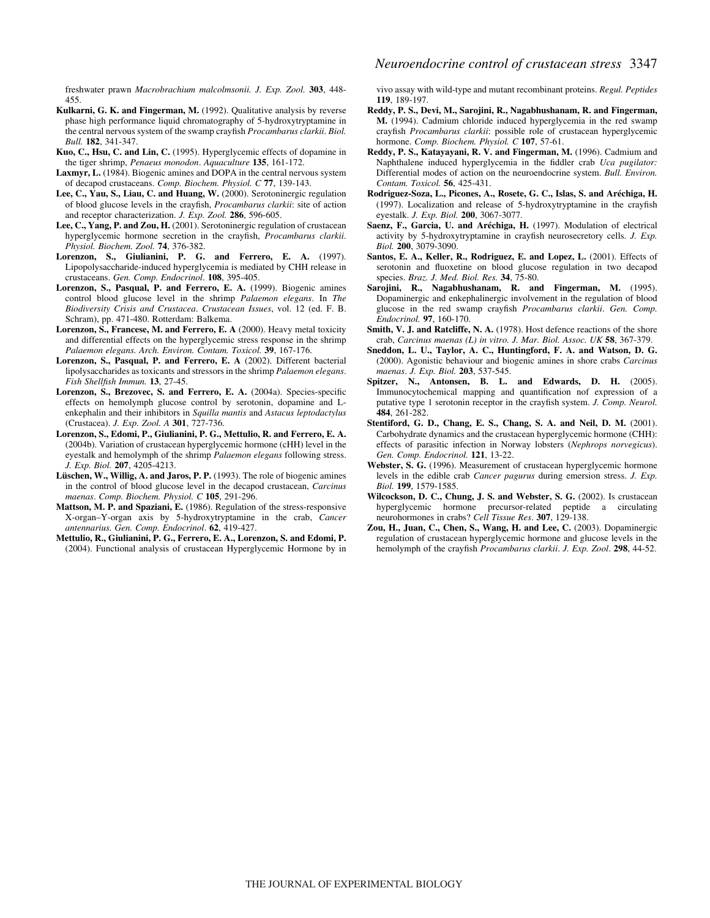freshwater prawn *Macrobrachium malcolmsonii. J. Exp. Zool.* **303**, 448-455.

**Kulkarni, G. K. and Fingerman, M.** (1992). Qualitative analysis by reverse phase high performance liquid chromatography of 5-hydroxytryptamine in the central nervous system of the swamp crayfish *Procambarus clarkii*. *Biol. Bull.* **182**, 341-347.

**Kuo, C., Hsu, C. and Lin, C.** (1995). Hyperglycemic effects of dopamine in the tiger shrimp, *Penaeus monodon*. *Aquaculture* **135**, 161-172.

**Laxmyr, L.** (1984). Biogenic amines and DOPA in the central nervous system of decapod crustaceans. *Comp. Biochem. Physiol. C* **77**, 139-143.

**Lee, C., Yau, S., Liau, C. and Huang, W.** (2000). Serotoninergic regulation of blood glucose levels in the crayfish, *Procambarus clarkii*: site of action and receptor characterization. *J. Exp. Zool.* **286**, 596-605.

**Lee, C., Yang, P. and Zou, H.** (2001). Serotoninergic regulation of crustacean hyperglycemic hormone secretion in the crayfish, *Procambarus clarkii*. *Physiol. Biochem. Zool.* **74**, 376-382.

**Lorenzon, S., Giulianini, P. G. and Ferrero, E. A.** (1997). Lipopolysaccharide-induced hyperglycemia is mediated by CHH release in crustaceans. *Gen. Comp. Endocrinol*. **108**, 395-405.

**Lorenzon, S., Pasqual, P. and Ferrero, E. A.** (1999). Biogenic amines control blood glucose level in the shrimp *Palaemon elegans*. In *The Biodiversity Crisis and Crustacea*. *Crustacean Issues*, vol. 12 (ed. F. B. Schram), pp. 471-480. Rotterdam: Balkema.

**Lorenzon, S., Francese, M. and Ferrero, E. A** (2000). Heavy metal toxicity and differential effects on the hyperglycemic stress response in the shrimp *Palaemon elegans*. *Arch. Environ. Contam. Toxicol.* **39**, 167-176.

**Lorenzon, S., Pasqual, P. and Ferrero, E. A** (2002). Different bacterial lipolysaccharides as toxicants and stressors in the shrimp *Palaemon elegans*. *Fish Shellfish Immun.* **13**, 27-45.

**Lorenzon, S., Brezovec, S. and Ferrero, E. A.** (2004a). Species-specific effects on hemolymph glucose control by serotonin, dopamine and L-enkephalin and their inhibitors in *Squilla mantis* and *Astacus leptodactylus* (Crustacea). *J. Exp. Zool. A* **301**, 727-736.

**Lorenzon, S., Edomi, P., Giulianini, P. G., Mettulio, R. and Ferrero, E. A.** (2004b). Variation of crustacean hyperglycemic hormone (cHH) level in the eyestalk and hemolymph of the shrimp *Palaemon elegans* following stress. *J. Exp. Biol.* **207**, 4205-4213.

**Lüschen, W., Willig, A. and Jaros, P. P.** (1993). The role of biogenic amines in the control of blood glucose level in the decapod crustacean, *Carcinus maenas*. *Comp. Biochem. Physiol. C* **105**, 291-296.

**Mattson, M. P. and Spaziani, E.** (1986). Regulation of the stress-responsive X-organ–Y-organ axis by 5-hydroxytryptamine in the crab, *Cancer antennarius. Gen. Comp. Endocrinol*. **62**, 419-427.

**Mettulio, R., Giulianini, P. G., Ferrero, E. A., Lorenzon, S. and Edomi, P.** (2004). Functional analysis of crustacean Hyperglycemic Hormone by in vivo assay with wild-type and mutant recombinant proteins. *Regul. Peptides* **119**, 189-197.

**Reddy, P. S., Devi, M., Sarojini, R., Nagabhushanam, R. and Fingerman, M.** (1994). Cadmium chloride induced hyperglycemia in the red swamp crayfish *Procambarus clarkii*: possible role of crustacean hyperglycemic hormone. *Comp. Biochem. Physiol. C* **107**, 57-61.

**Reddy, P. S., Katayayani, R. V. and Fingerman, M.** (1996). Cadmium and Naphthalene induced hyperglycemia in the fiddler crab *Uca pugilator:* Differential modes of action on the neuroendocrine system. *Bull. Environ. Contam. Toxicol.* **56**, 425-431.

**Rodriguez-Soza, L., Picones, A., Rosete, G. C., Islas, S. and Aréchiga, H.** (1997). Localization and release of 5-hydroxytryptamine in the crayfish eyestalk. *J. Exp. Biol.* **200**, 3067-3077.

**Saenz, F., Garcia, U. and Aréchiga, H.** (1997). Modulation of electrical activity by 5-hydroxytryptamine in crayfish neurosecretory cells. *J. Exp. Biol.* **200**, 3079-3090.

**Santos, E. A., Keller, R., Rodriguez, E. and Lopez, L.** (2001). Effects of serotonin and fluoxetine on blood glucose regulation in two decapod species. *Braz. J. Med. Biol. Res.* **34**, 75-80.

**Sarojini, R., Nagabhushanam, R. and Fingerman, M.** (1995). Dopaminergic and enkephalinergic involvement in the regulation of blood glucose in the red swamp crayfish *Procambarus clarkii*. *Gen. Comp. Endocrinol.* **97**, 160-170.

**Smith, V. J. and Ratcliffe, N. A.** (1978). Host defence reactions of the shore crab, *Carcinus maenas (L) in vitro. J. Mar. Biol. Assoc. UK* **58**, 367-379.

**Sneddon, L. U., Taylor, A. C., Huntingford, F. A. and Watson, D. G.** (2000). Agonistic behaviour and biogenic amines in shore crabs *Carcinus maenas*. *J. Exp. Biol.* **203**, 537-545.

**Spitzer, N., Antonsen, B. L. and Edwards, D. H.** (2005). Immunocytochemical mapping and quantification nof expression of a putative type 1 serotonin receptor in the crayfish system. *J. Comp. Neurol.* **484**, 261-282.

**Stentiford, G. D., Chang, E. S., Chang, S. A. and Neil, D. M.** (2001). Carbohydrate dynamics and the crustacean hyperglycemic hormone (CHH): effects of parasitic infection in Norway lobsters (*Nephrops norvegicus*). *Gen. Comp. Endocrinol.* **121**, 13-22.

**Webster, S. G.** (1996). Measurement of crustacean hyperglycemic hormone levels in the edible crab *Cancer pagurus* during emersion stress. *J. Exp. Biol.* **199**, 1579-1585.

**Wilcockson, D. C., Chung, J. S. and Webster, S. G.** (2002). Is crustacean hyperglycemic hormone precursor-related peptide a circulating neurohormones in crabs? *Cell Tissue Res*. **307**, 129-138.

**Zou, H., Juan, C., Chen, S., Wang, H. and Lee, C.** (2003). Dopaminergic regulation of crustacean hyperglycemic hormone and glucose levels in the hemolymph of the crayfish *Procambarus clarkii*. *J. Exp. Zool*. **298**, 44-52.